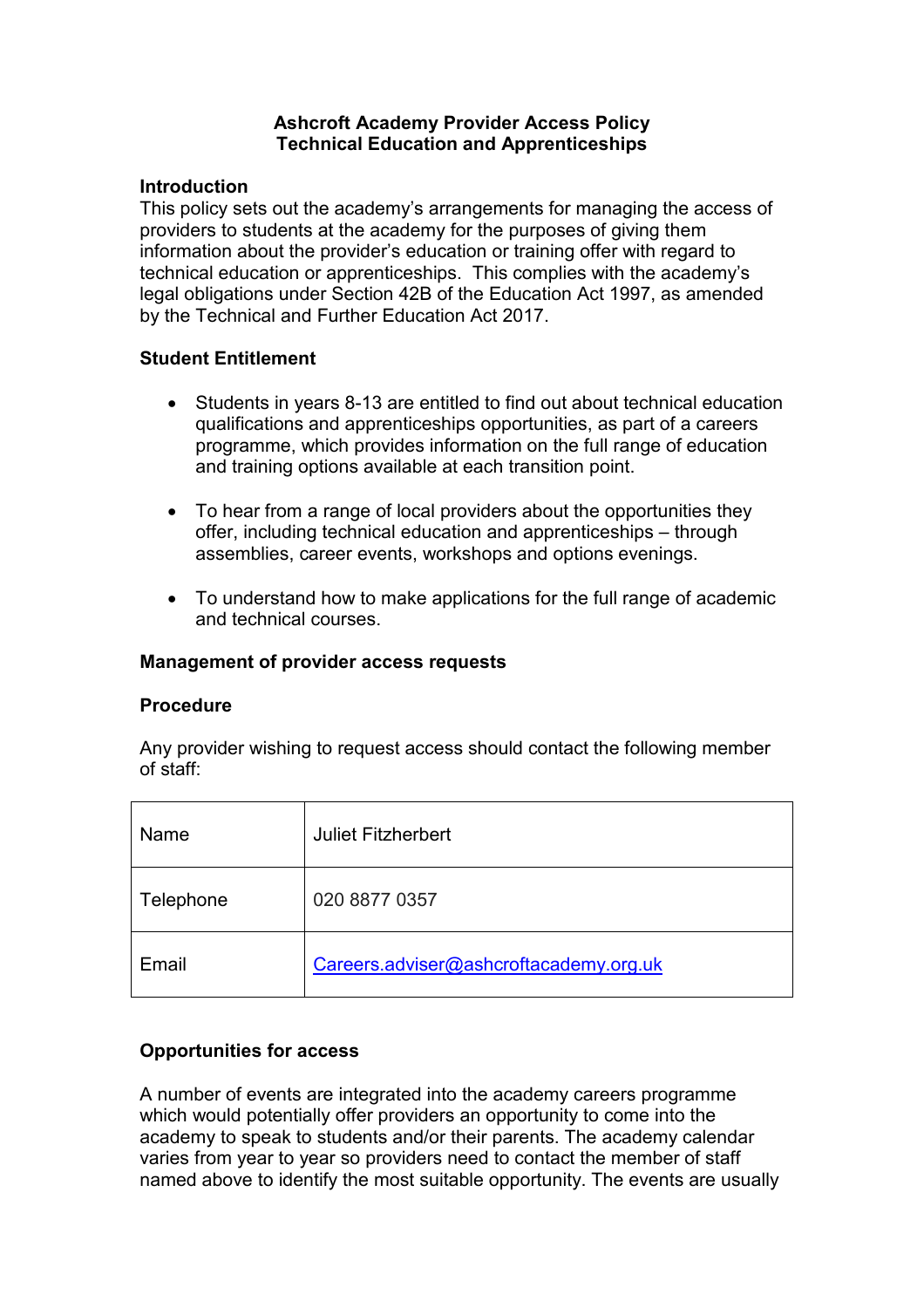# Ashcroft Academy Provider Access Policy
## Technical Education and Apprenticeships

### Introduction

This policy sets out the academy's arrangements for managing the access of providers to students at the academy for the purposes of giving them information about the provider's education or training offer with regard to technical education or apprenticeships. This complies with the academy's legal obligations under Section 42B of the Education Act 1997, as amended by the Technical and Further Education Act 2017.

### Student Entitlement

- Students in years 8-13 are entitled to find out about technical education qualifications and apprenticeships opportunities, as part of a careers programme, which provides information on the full range of education and training options available at each transition point.
- To hear from a range of local providers about the opportunities they offer, including technical education and apprenticeships – through assemblies, career events, workshops and options evenings.
- To understand how to make applications for the full range of academic and technical courses.

### Management of provider access requests

### Procedure

Any provider wishing to request access should contact the following member of staff:

| | |
|---|---|
| Name | Juliet Fitzherbert |
| Telephone | 020 8877 0357 |
| Email | Careers.adviser@ashcroftacademy.org.uk |

### Opportunities for access

A number of events are integrated into the academy careers programme which would potentially offer providers an opportunity to come into the academy to speak to students and/or their parents. The academy calendar varies from year to year so providers need to contact the member of staff named above to identify the most suitable opportunity. The events are usually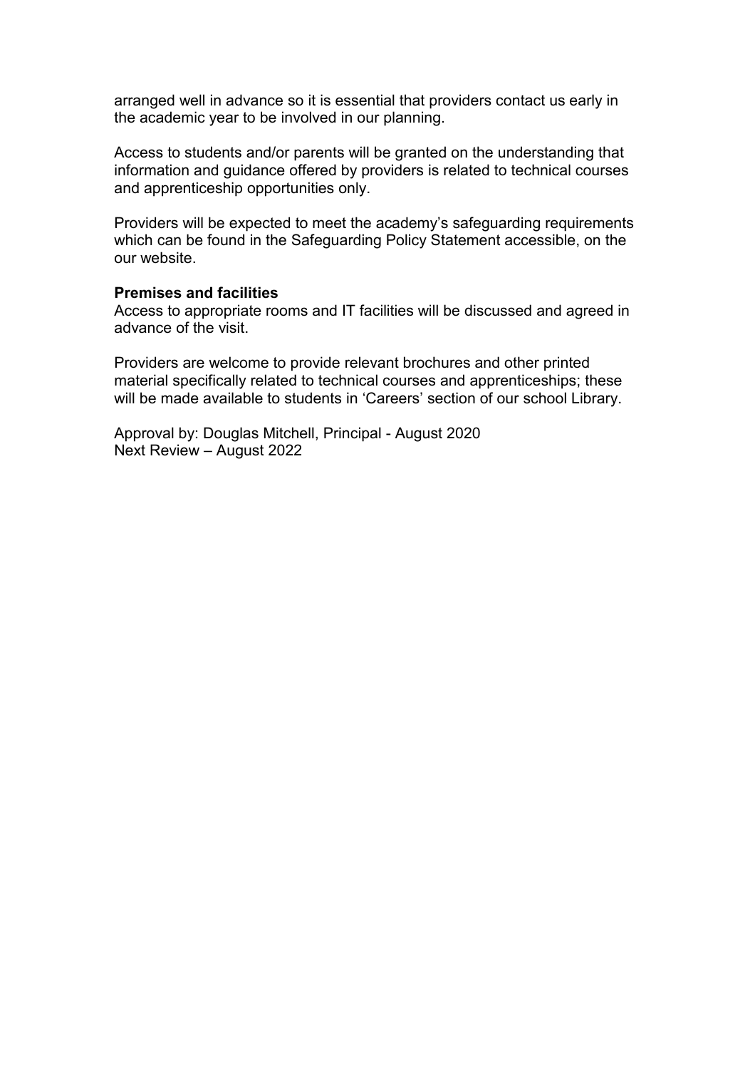arranged well in advance so it is essential that providers contact us early in the academic year to be involved in our planning.

Access to students and/or parents will be granted on the understanding that information and guidance offered by providers is related to technical courses and apprenticeship opportunities only.

Providers will be expected to meet the academy's safeguarding requirements which can be found in the Safeguarding Policy Statement accessible, on the our website.

**Premises and facilities**

Access to appropriate rooms and IT facilities will be discussed and agreed in advance of the visit.

Providers are welcome to provide relevant brochures and other printed material specifically related to technical courses and apprenticeships; these will be made available to students in 'Careers' section of our school Library.

Approval by: Douglas Mitchell, Principal - August 2020
Next Review – August 2022